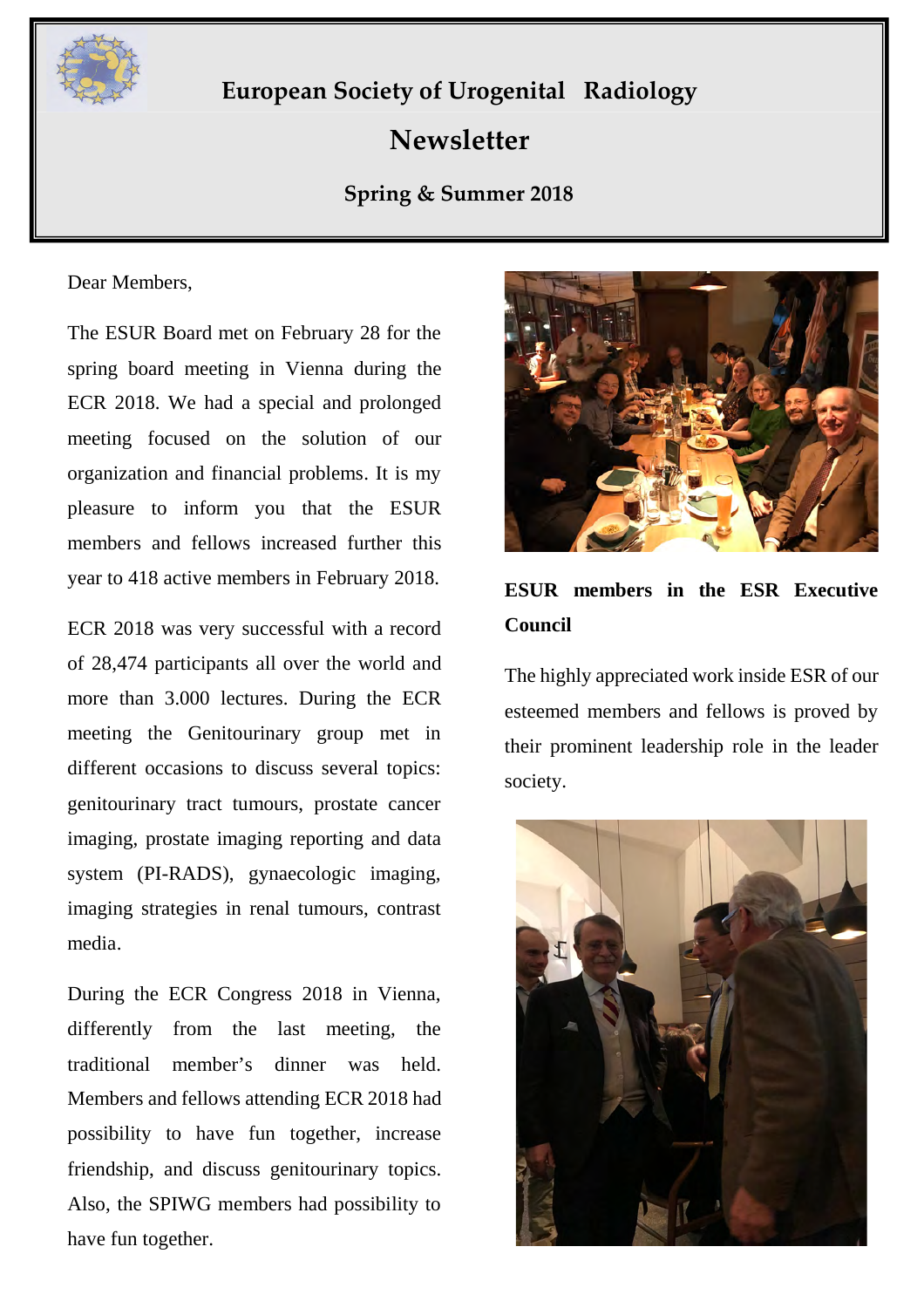# European Society of Urogenital Radiology

## Newsletter

### Spring & Summer 2018

Dear Members,

The ESUR Board met on February 28 for the spring board meeting in Vienna during the ECR 2018. We had a special and prolonged meeting focused on the solution of our organization and financial problems. It is my pleasure to inform you that the ESUR members and fellows increased further this year to 418 active members in February 2018.

ECR 2018 was very successful with a record of 28,474 participants all over the world and more than 3.000 lectures. During the ECR meeting the Genitourinary group met in different occasions to discuss several topics: genitourinary tract tumours, prostate cancer imaging, prostate imaging reporting and data system (PI-RADS), gynaecologic imaging, imaging strategies in renal tumours, contrast media.

During the ECR Congress 2018 in Vienna, differently from the last meeting, the traditional member's dinner was held. Members and fellows attending ECR 2018 had possibility to have fun together, increase friendship, and discuss genitourinary topics. Also, the SPIWG members had possibility to have fun together.

**ESUR members in the ESR Executive Council**

The highly appreciated work inside ESR of our esteemed members and fellows is proved by their prominent leadership role in the leader society.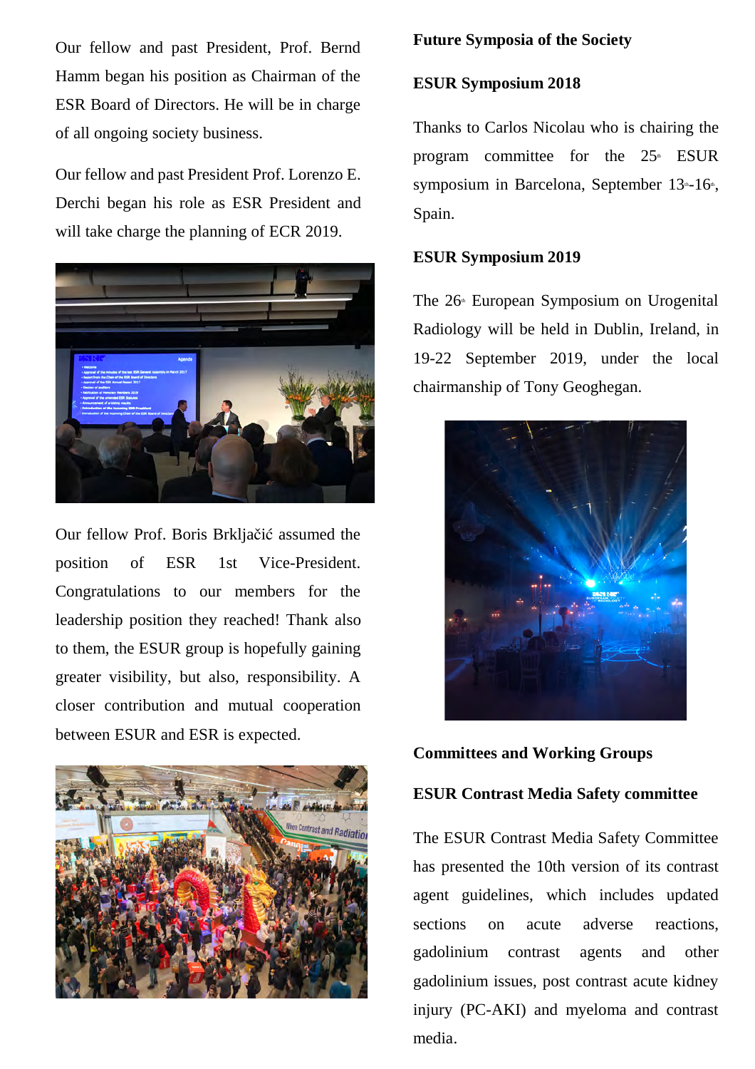Our fellow and past President, Prof. Bernd Hamm began his position as Chairman of the ESR Board of Directors. He will be in charge of all ongoing society business.

Our fellow and past President Prof. Lorenzo E. Derchi began his role as ESR President and will take charge the planning of ECR 2019.

Our fellow Prof. Boris Brkljačić assumed the position of ESR 1st Vice-President. Congratulations to our members for the leadership position they reached! Thank also to them, the ESUR group is hopefully gaining greater visibility, but also, responsibility. A closer contribution and mutual cooperation between ESUR and ESR is expected.

**Future Symposia of the Society**

**ESUR Symposium 2018**

Thanks to Carlos Nicolau who is chairing the program committee for the 25th ESUR symposium in Barcelona, September 13th-16th, Spain.

**ESUR Symposium 2019**

The 26th European Symposium on Urogenital Radiology will be held in Dublin, Ireland, in 19-22 September 2019, under the local chairmanship of Tony Geoghegan.

**Committees and Working Groups**

**ESUR Contrast Media Safety committee**

The ESUR Contrast Media Safety Committee has presented the 10th version of its contrast agent guidelines, which includes updated sections on acute adverse reactions, gadolinium contrast agents and other gadolinium issues, post contrast acute kidney injury (PC-AKI) and myeloma and contrast media.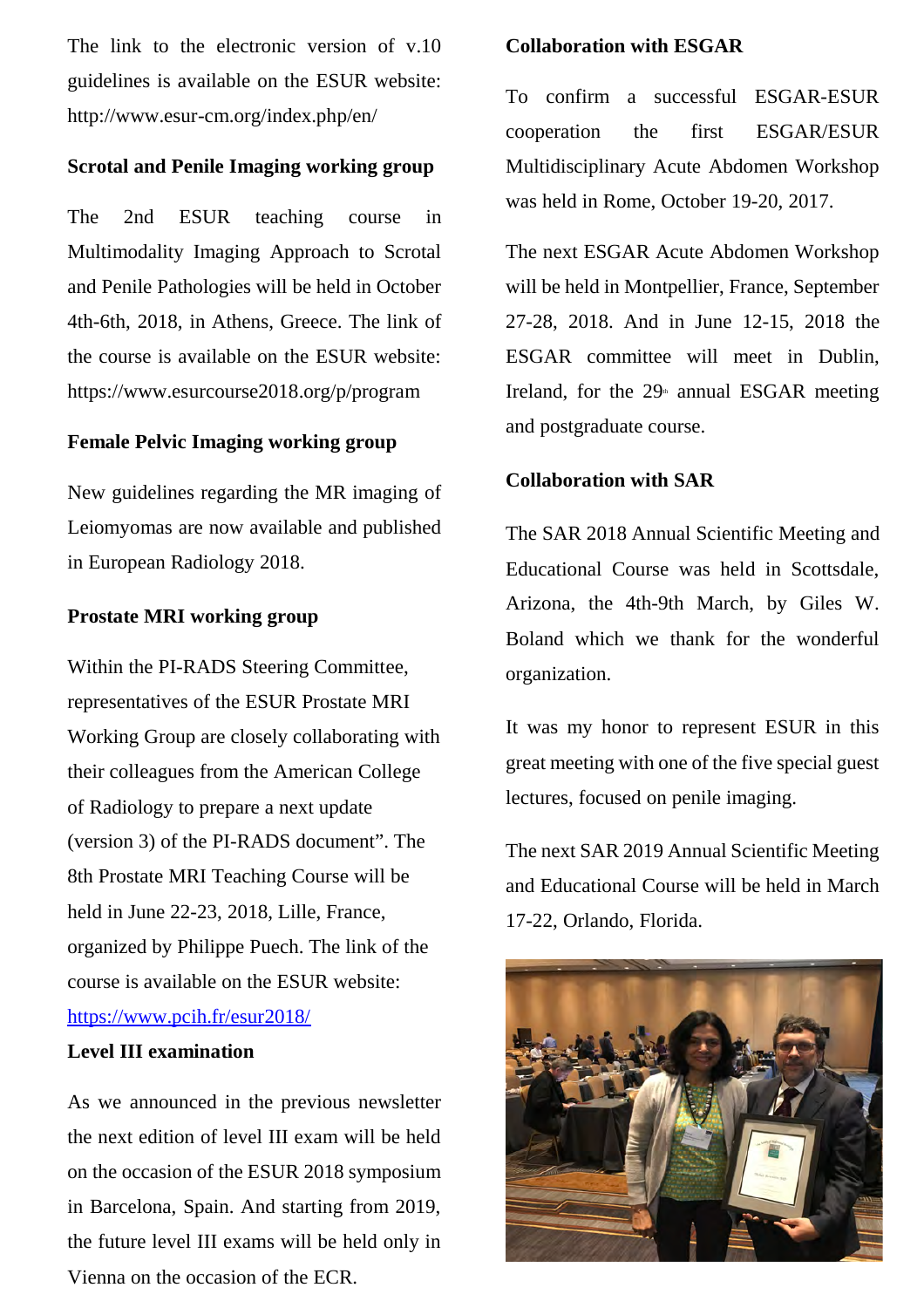The link to the electronic version of v.10 guidelines is available on the ESUR website: http://www.esur-cm.org/index.php/en/

### Scrotal and Penile Imaging working group

The 2nd ESUR teaching course in Multimodality Imaging Approach to Scrotal and Penile Pathologies will be held in October 4th-6th, 2018, in Athens, Greece. The link of the course is available on the ESUR website: https://www.esurcourse2018.org/p/program

### Female Pelvic Imaging working group

New guidelines regarding the MR imaging of Leiomyomas are now available and published in European Radiology 2018.

### Prostate MRI working group

Within the PI-RADS Steering Committee, representatives of the ESUR Prostate MRI Working Group are closely collaborating with their colleagues from the American College of Radiology to prepare a next update (version 3) of the PI-RADS document". The 8th Prostate MRI Teaching Course will be held in June 22-23, 2018, Lille, France, organized by Philippe Puech. The link of the course is available on the ESUR website: [https://www.pcih.fr/esur2018/](https://www.pcih.fr/esur2018/)

### Level III examination

As we announced in the previous newsletter the next edition of level III exam will be held on the occasion of the ESUR 2018 symposium in Barcelona, Spain. And starting from 2019, the future level III exams will be held only in Vienna on the occasion of the ECR.

### Collaboration with ESGAR

To confirm a successful ESGAR-ESUR cooperation the first ESGAR/ESUR Multidisciplinary Acute Abdomen Workshop was held in Rome, October 19-20, 2017.

The next ESGAR Acute Abdomen Workshop will be held in Montpellier, France, September 27-28, 2018. And in June 12-15, 2018 the ESGAR committee will meet in Dublin, Ireland, for the 29th annual ESGAR meeting and postgraduate course.

### Collaboration with SAR

The SAR 2018 Annual Scientific Meeting and Educational Course was held in Scottsdale, Arizona, the 4th-9th March, by Giles W. Boland which we thank for the wonderful organization.

It was my honor to represent ESUR in this great meeting with one of the five special guest lectures, focused on penile imaging.

The next SAR 2019 Annual Scientific Meeting and Educational Course will be held in March 17-22, Orlando, Florida.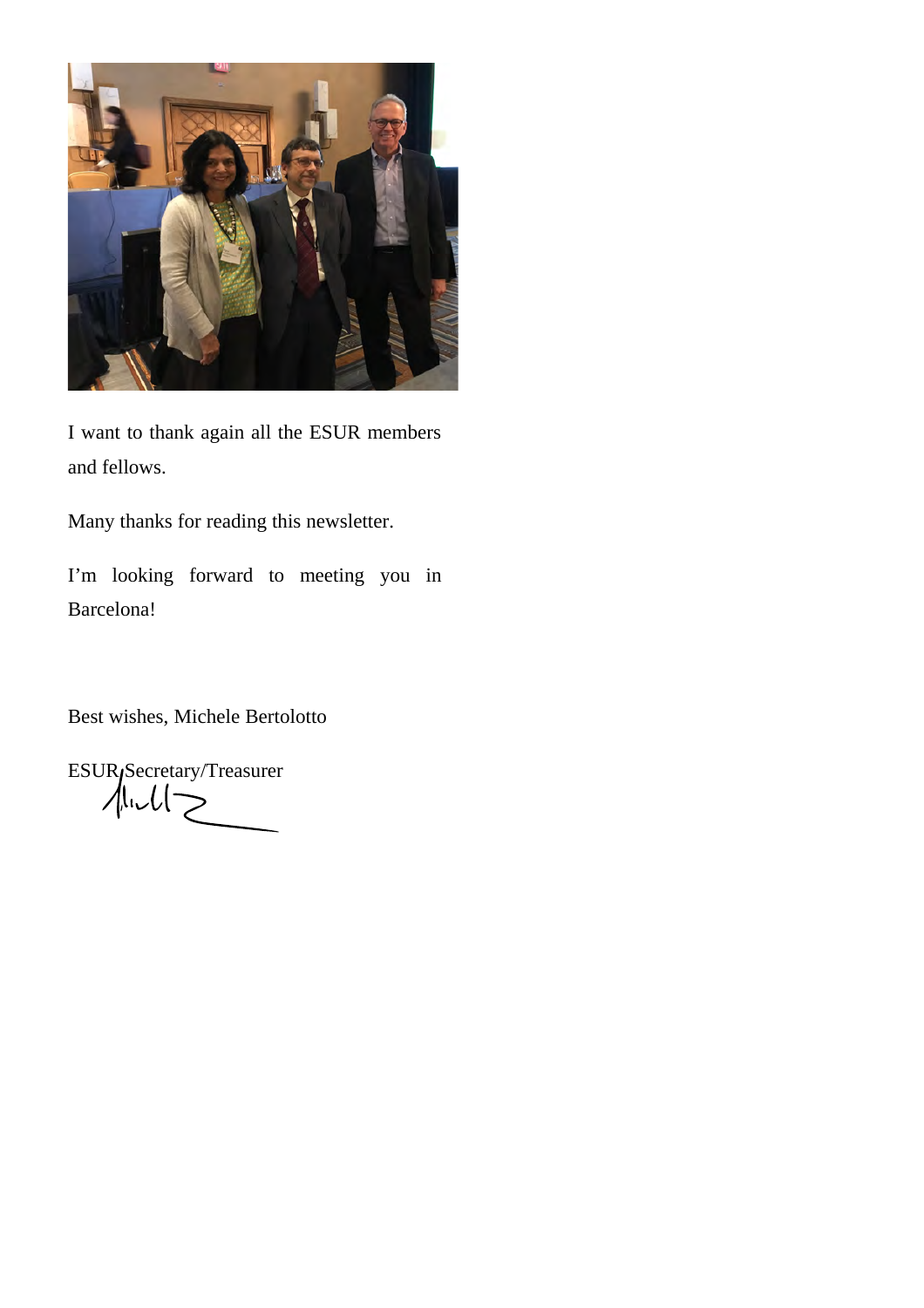I want to thank again all the ESUR members and fellows.

Many thanks for reading this newsletter.

I'm looking forward to meeting you in Barcelona!

Best wishes, Michele Bertolotto

ESUR Secretary/Treasurer